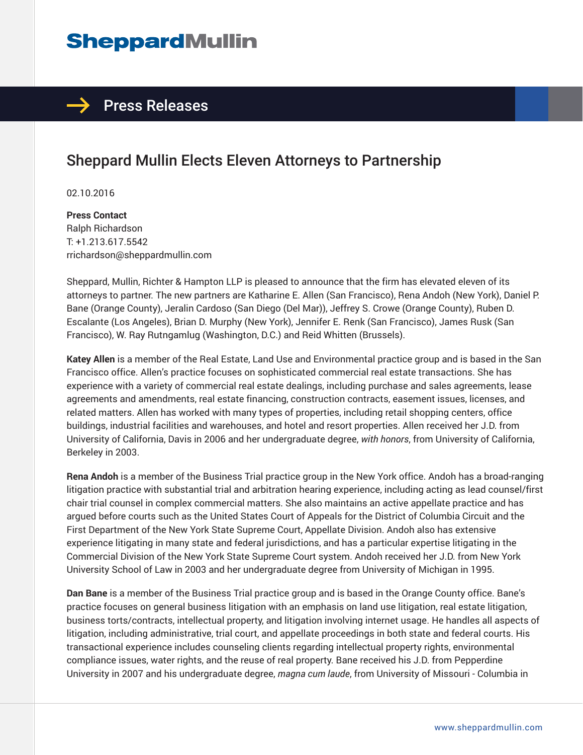SheppardMullin

# Press Releases

## Sheppard Mullin Elects Eleven Attorneys to Partnership

02.10.2016

**Press Contact**
Ralph Richardson
T: +1.213.617.5542
rrichardson@sheppardmullin.com

Sheppard, Mullin, Richter & Hampton LLP is pleased to announce that the firm has elevated eleven of its attorneys to partner. The new partners are Katharine E. Allen (San Francisco), Rena Andoh (New York), Daniel P. Bane (Orange County), Jeralin Cardoso (San Diego (Del Mar)), Jeffrey S. Crowe (Orange County), Ruben D. Escalante (Los Angeles), Brian D. Murphy (New York), Jennifer E. Renk (San Francisco), James Rusk (San Francisco), W. Ray Rutngamlug (Washington, D.C.) and Reid Whitten (Brussels).

**Katey Allen** is a member of the Real Estate, Land Use and Environmental practice group and is based in the San Francisco office. Allen's practice focuses on sophisticated commercial real estate transactions. She has experience with a variety of commercial real estate dealings, including purchase and sales agreements, lease agreements and amendments, real estate financing, construction contracts, easement issues, licenses, and related matters. Allen has worked with many types of properties, including retail shopping centers, office buildings, industrial facilities and warehouses, and hotel and resort properties. Allen received her J.D. from University of California, Davis in 2006 and her undergraduate degree, *with honors*, from University of California, Berkeley in 2003.

**Rena Andoh** is a member of the Business Trial practice group in the New York office. Andoh has a broad-ranging litigation practice with substantial trial and arbitration hearing experience, including acting as lead counsel/first chair trial counsel in complex commercial matters. She also maintains an active appellate practice and has argued before courts such as the United States Court of Appeals for the District of Columbia Circuit and the First Department of the New York State Supreme Court, Appellate Division. Andoh also has extensive experience litigating in many state and federal jurisdictions, and has a particular expertise litigating in the Commercial Division of the New York State Supreme Court system. Andoh received her J.D. from New York University School of Law in 2003 and her undergraduate degree from University of Michigan in 1995.

**Dan Bane** is a member of the Business Trial practice group and is based in the Orange County office. Bane's practice focuses on general business litigation with an emphasis on land use litigation, real estate litigation, business torts/contracts, intellectual property, and litigation involving internet usage. He handles all aspects of litigation, including administrative, trial court, and appellate proceedings in both state and federal courts. His transactional experience includes counseling clients regarding intellectual property rights, environmental compliance issues, water rights, and the reuse of real property. Bane received his J.D. from Pepperdine University in 2007 and his undergraduate degree, *magna cum laude*, from University of Missouri - Columbia in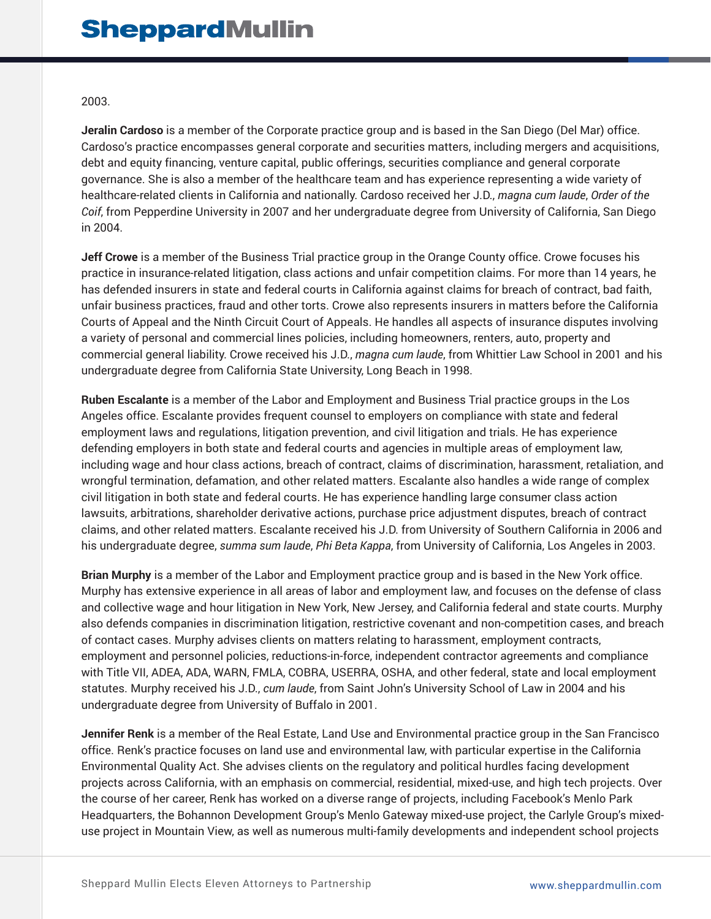2003.

**Jeralin Cardoso** is a member of the Corporate practice group and is based in the San Diego (Del Mar) office. Cardoso's practice encompasses general corporate and securities matters, including mergers and acquisitions, debt and equity financing, venture capital, public offerings, securities compliance and general corporate governance. She is also a member of the healthcare team and has experience representing a wide variety of healthcare-related clients in California and nationally. Cardoso received her J.D., *magna cum laude*, *Order of the Coif*, from Pepperdine University in 2007 and her undergraduate degree from University of California, San Diego in 2004.

**Jeff Crowe** is a member of the Business Trial practice group in the Orange County office. Crowe focuses his practice in insurance-related litigation, class actions and unfair competition claims. For more than 14 years, he has defended insurers in state and federal courts in California against claims for breach of contract, bad faith, unfair business practices, fraud and other torts. Crowe also represents insurers in matters before the California Courts of Appeal and the Ninth Circuit Court of Appeals. He handles all aspects of insurance disputes involving a variety of personal and commercial lines policies, including homeowners, renters, auto, property and commercial general liability. Crowe received his J.D., *magna cum laude*, from Whittier Law School in 2001 and his undergraduate degree from California State University, Long Beach in 1998.

**Ruben Escalante** is a member of the Labor and Employment and Business Trial practice groups in the Los Angeles office. Escalante provides frequent counsel to employers on compliance with state and federal employment laws and regulations, litigation prevention, and civil litigation and trials. He has experience defending employers in both state and federal courts and agencies in multiple areas of employment law, including wage and hour class actions, breach of contract, claims of discrimination, harassment, retaliation, and wrongful termination, defamation, and other related matters. Escalante also handles a wide range of complex civil litigation in both state and federal courts. He has experience handling large consumer class action lawsuits, arbitrations, shareholder derivative actions, purchase price adjustment disputes, breach of contract claims, and other related matters. Escalante received his J.D. from University of Southern California in 2006 and his undergraduate degree, *summa sum laude*, *Phi Beta Kappa*, from University of California, Los Angeles in 2003.

**Brian Murphy** is a member of the Labor and Employment practice group and is based in the New York office. Murphy has extensive experience in all areas of labor and employment law, and focuses on the defense of class and collective wage and hour litigation in New York, New Jersey, and California federal and state courts. Murphy also defends companies in discrimination litigation, restrictive covenant and non-competition cases, and breach of contact cases. Murphy advises clients on matters relating to harassment, employment contracts, employment and personnel policies, reductions-in-force, independent contractor agreements and compliance with Title VII, ADEA, ADA, WARN, FMLA, COBRA, USERRA, OSHA, and other federal, state and local employment statutes. Murphy received his J.D., *cum laude*, from Saint John's University School of Law in 2004 and his undergraduate degree from University of Buffalo in 2001.

**Jennifer Renk** is a member of the Real Estate, Land Use and Environmental practice group in the San Francisco office. Renk's practice focuses on land use and environmental law, with particular expertise in the California Environmental Quality Act. She advises clients on the regulatory and political hurdles facing development projects across California, with an emphasis on commercial, residential, mixed-use, and high tech projects. Over the course of her career, Renk has worked on a diverse range of projects, including Facebook's Menlo Park Headquarters, the Bohannon Development Group's Menlo Gateway mixed-use project, the Carlyle Group's mixed-use project in Mountain View, as well as numerous multi-family developments and independent school projects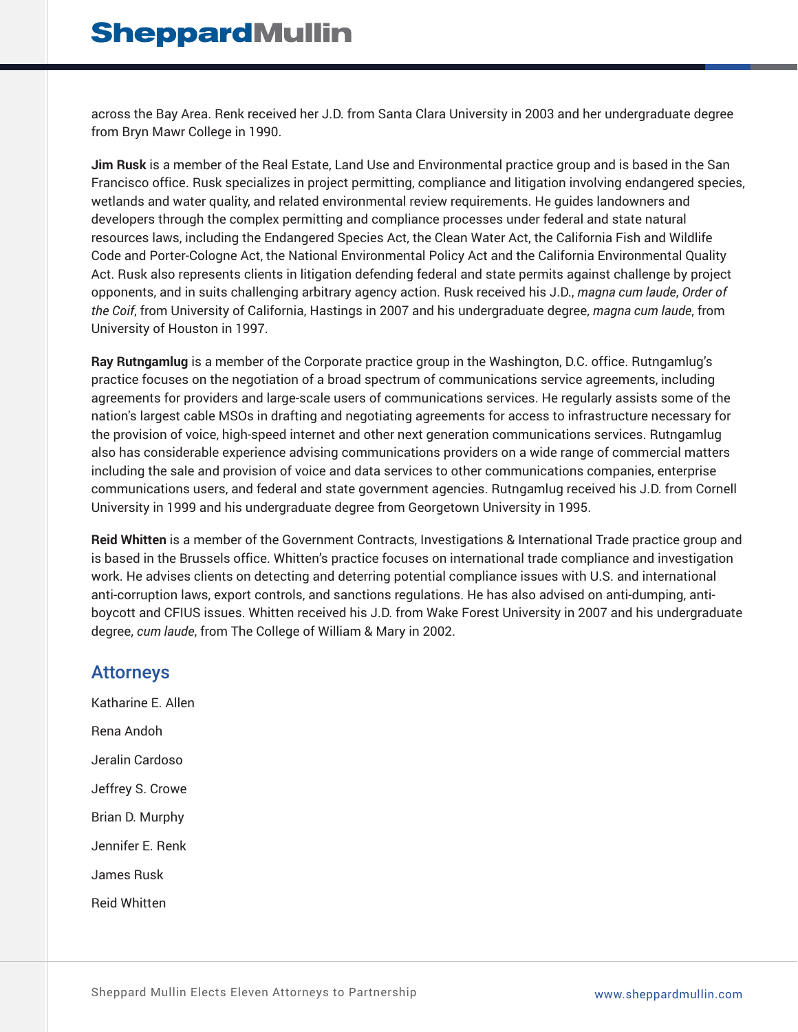across the Bay Area. Renk received her J.D. from Santa Clara University in 2003 and her undergraduate degree from Bryn Mawr College in 1990.

**Jim Rusk** is a member of the Real Estate, Land Use and Environmental practice group and is based in the San Francisco office. Rusk specializes in project permitting, compliance and litigation involving endangered species, wetlands and water quality, and related environmental review requirements. He guides landowners and developers through the complex permitting and compliance processes under federal and state natural resources laws, including the Endangered Species Act, the Clean Water Act, the California Fish and Wildlife Code and Porter-Cologne Act, the National Environmental Policy Act and the California Environmental Quality Act. Rusk also represents clients in litigation defending federal and state permits against challenge by project opponents, and in suits challenging arbitrary agency action. Rusk received his J.D., *magna cum laude*, *Order of the Coif*, from University of California, Hastings in 2007 and his undergraduate degree, *magna cum laude*, from University of Houston in 1997.

**Ray Rutngamlug** is a member of the Corporate practice group in the Washington, D.C. office. Rutngamlug's practice focuses on the negotiation of a broad spectrum of communications service agreements, including agreements for providers and large-scale users of communications services. He regularly assists some of the nation's largest cable MSOs in drafting and negotiating agreements for access to infrastructure necessary for the provision of voice, high-speed internet and other next generation communications services. Rutngamlug also has considerable experience advising communications providers on a wide range of commercial matters including the sale and provision of voice and data services to other communications companies, enterprise communications users, and federal and state government agencies. Rutngamlug received his J.D. from Cornell University in 1999 and his undergraduate degree from Georgetown University in 1995.

**Reid Whitten** is a member of the Government Contracts, Investigations & International Trade practice group and is based in the Brussels office. Whitten's practice focuses on international trade compliance and investigation work. He advises clients on detecting and deterring potential compliance issues with U.S. and international anti-corruption laws, export controls, and sanctions regulations. He has also advised on anti-dumping, anti-boycott and CFIUS issues. Whitten received his J.D. from Wake Forest University in 2007 and his undergraduate degree, *cum laude*, from The College of William & Mary in 2002.

## Attorneys

Katharine E. Allen

Rena Andoh

Jeralin Cardoso

Jeffrey S. Crowe

Brian D. Murphy

Jennifer E. Renk

James Rusk

Reid Whitten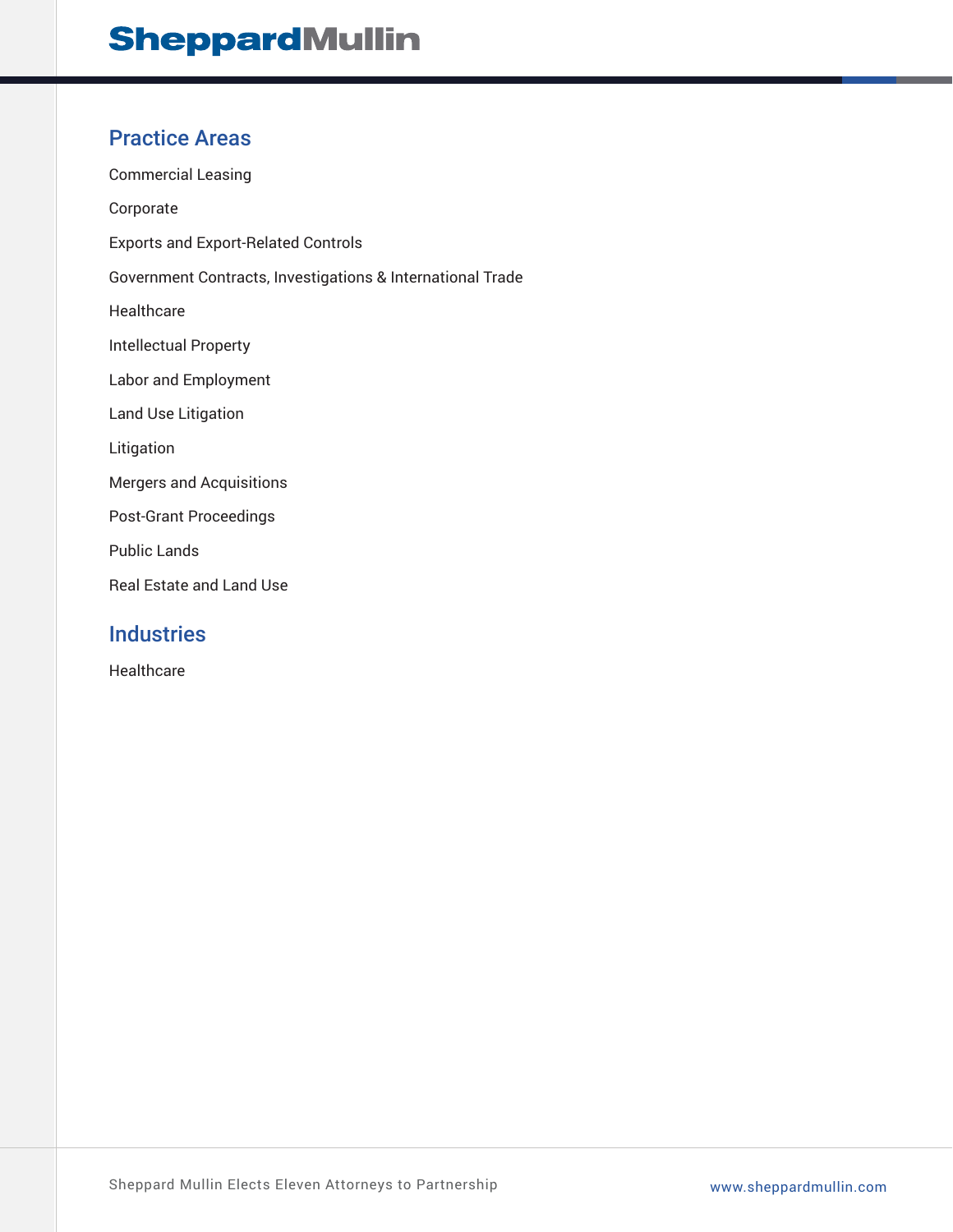## Practice Areas

Commercial Leasing

Corporate

Exports and Export-Related Controls

Government Contracts, Investigations & International Trade

Healthcare

Intellectual Property

Labor and Employment

Land Use Litigation

Litigation

Mergers and Acquisitions

Post-Grant Proceedings

Public Lands

Real Estate and Land Use

## Industries

Healthcare